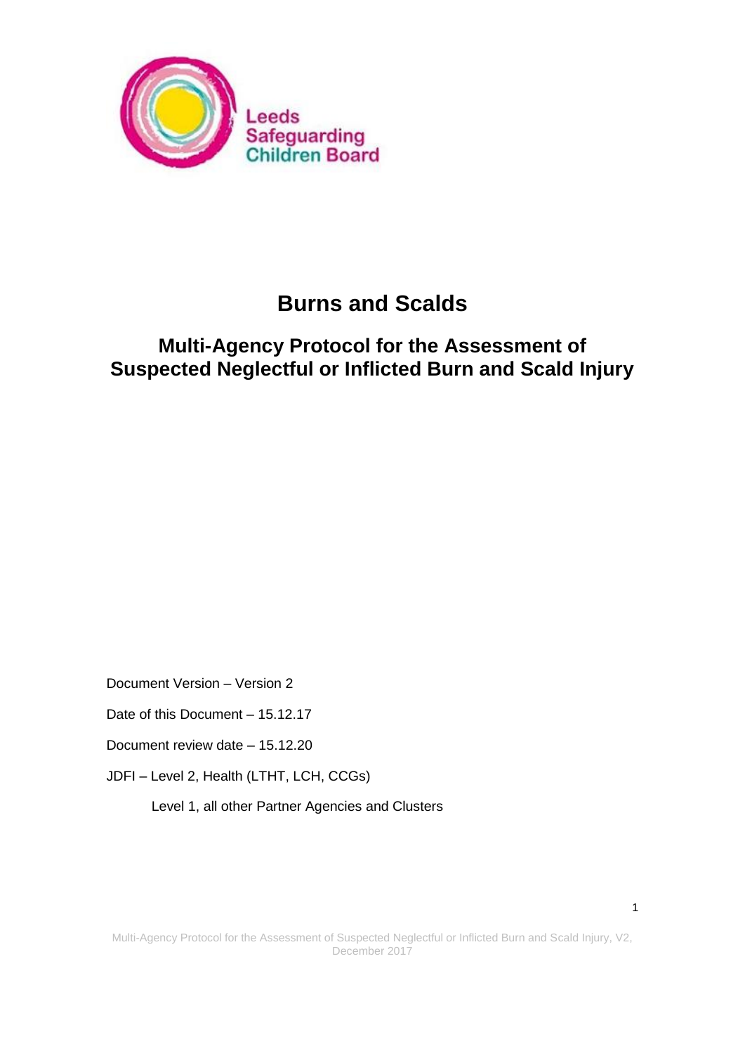Leeds Safeguarding Children Board

# Burns and Scalds

## Multi-Agency Protocol for the Assessment of Suspected Neglectful or Inflicted Burn and Scald Injury

Document Version – Version 2

Date of this Document – 15.12.17

Document review date – 15.12.20

JDFI – Level 2, Health (LTHT, LCH, CCGs)

Level 1, all other Partner Agencies and Clusters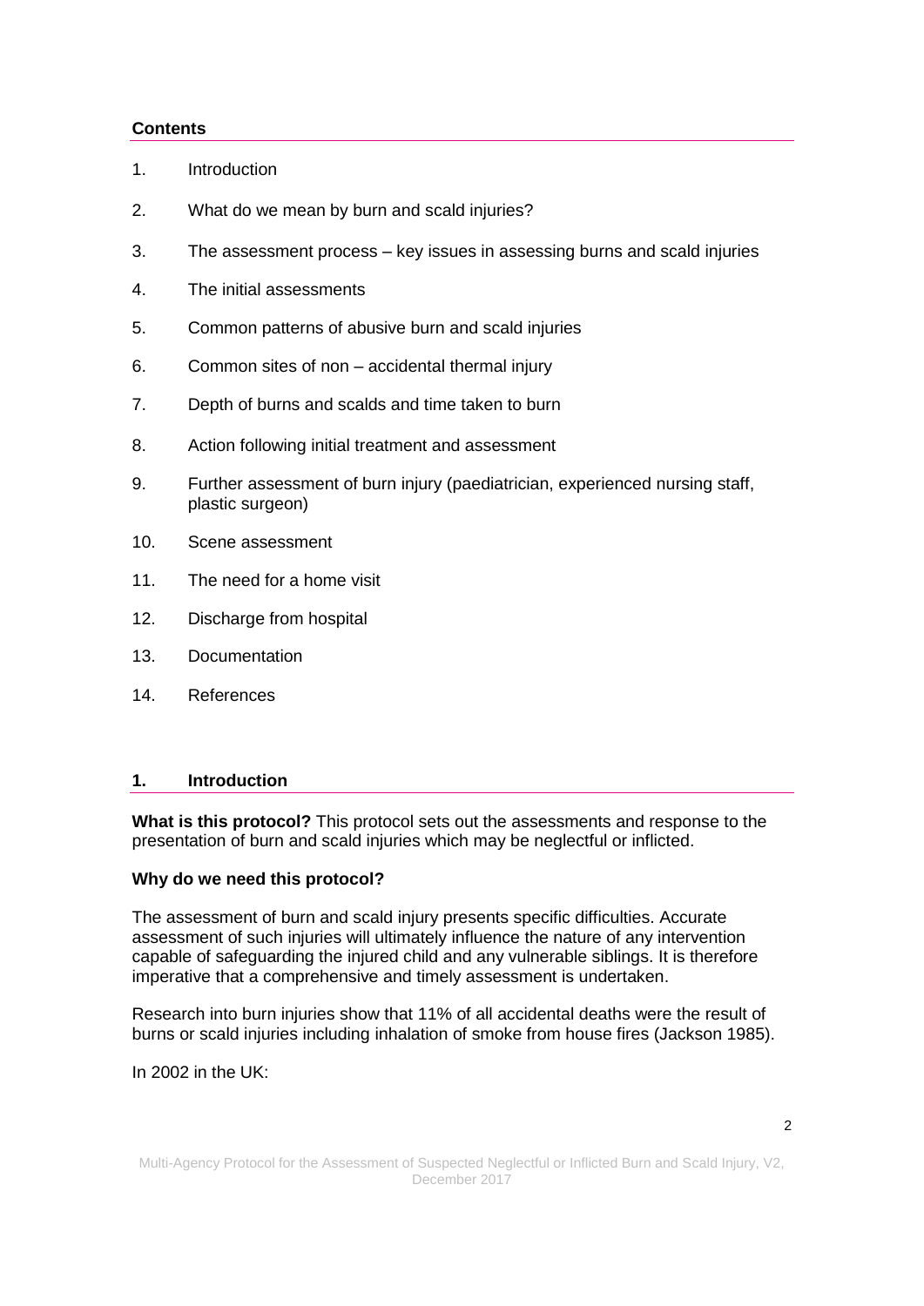## Contents

1. Introduction
2. What do we mean by burn and scald injuries?
3. The assessment process – key issues in assessing burns and scald injuries
4. The initial assessments
5. Common patterns of abusive burn and scald injuries
6. Common sites of non – accidental thermal injury
7. Depth of burns and scalds and time taken to burn
8. Action following initial treatment and assessment
9. Further assessment of burn injury (paediatrician, experienced nursing staff, plastic surgeon)
10. Scene assessment
11. The need for a home visit
12. Discharge from hospital
13. Documentation
14. References

## 1. Introduction

**What is this protocol?** This protocol sets out the assessments and response to the presentation of burn and scald injuries which may be neglectful or inflicted.

**Why do we need this protocol?**

The assessment of burn and scald injury presents specific difficulties. Accurate assessment of such injuries will ultimately influence the nature of any intervention capable of safeguarding the injured child and any vulnerable siblings. It is therefore imperative that a comprehensive and timely assessment is undertaken.

Research into burn injuries show that 11% of all accidental deaths were the result of burns or scald injuries including inhalation of smoke from house fires (Jackson 1985).

In 2002 in the UK: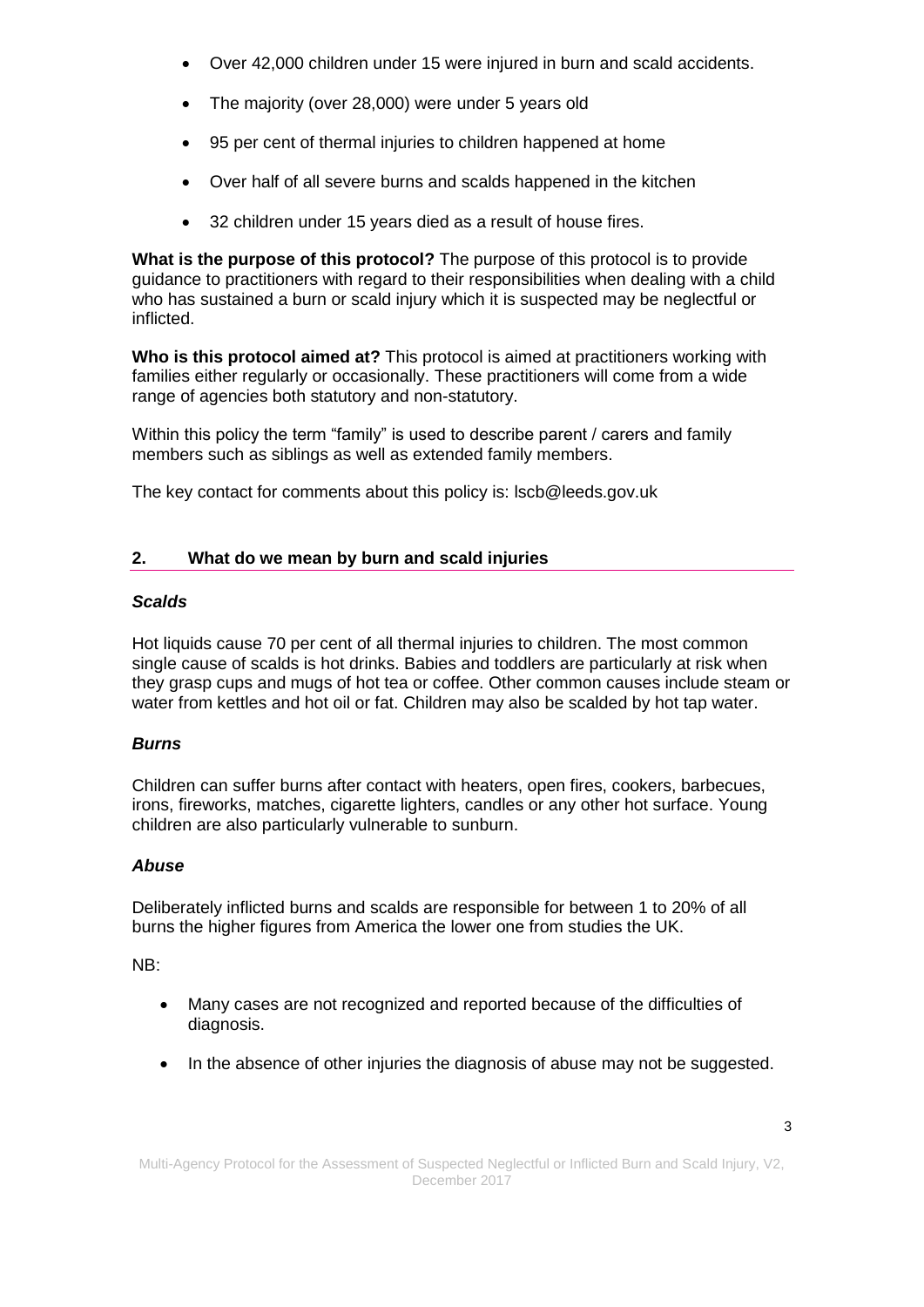- Over 42,000 children under 15 were injured in burn and scald accidents.
- The majority (over 28,000) were under 5 years old
- 95 per cent of thermal injuries to children happened at home
- Over half of all severe burns and scalds happened in the kitchen
- 32 children under 15 years died as a result of house fires.

**What is the purpose of this protocol?** The purpose of this protocol is to provide guidance to practitioners with regard to their responsibilities when dealing with a child who has sustained a burn or scald injury which it is suspected may be neglectful or inflicted.

**Who is this protocol aimed at?** This protocol is aimed at practitioners working with families either regularly or occasionally. These practitioners will come from a wide range of agencies both statutory and non-statutory.

Within this policy the term "family" is used to describe parent / carers and family members such as siblings as well as extended family members.

The key contact for comments about this policy is: lscb@leeds.gov.uk

## 2. What do we mean by burn and scald injuries

### *Scalds*

Hot liquids cause 70 per cent of all thermal injuries to children. The most common single cause of scalds is hot drinks. Babies and toddlers are particularly at risk when they grasp cups and mugs of hot tea or coffee. Other common causes include steam or water from kettles and hot oil or fat. Children may also be scalded by hot tap water.

### *Burns*

Children can suffer burns after contact with heaters, open fires, cookers, barbecues, irons, fireworks, matches, cigarette lighters, candles or any other hot surface. Young children are also particularly vulnerable to sunburn.

### *Abuse*

Deliberately inflicted burns and scalds are responsible for between 1 to 20% of all burns the higher figures from America the lower one from studies the UK.

NB:

- Many cases are not recognized and reported because of the difficulties of diagnosis.
- In the absence of other injuries the diagnosis of abuse may not be suggested.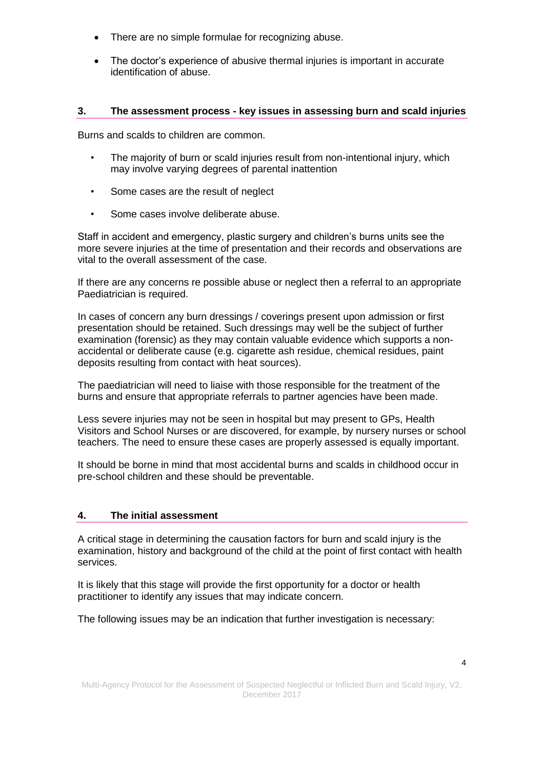- There are no simple formulae for recognizing abuse.
- The doctor's experience of abusive thermal injuries is important in accurate identification of abuse.

## 3. The assessment process - key issues in assessing burn and scald injuries

Burns and scalds to children are common.

- The majority of burn or scald injuries result from non-intentional injury, which may involve varying degrees of parental inattention
- Some cases are the result of neglect
- Some cases involve deliberate abuse.

Staff in accident and emergency, plastic surgery and children's burns units see the more severe injuries at the time of presentation and their records and observations are vital to the overall assessment of the case.

If there are any concerns re possible abuse or neglect then a referral to an appropriate Paediatrician is required.

In cases of concern any burn dressings / coverings present upon admission or first presentation should be retained. Such dressings may well be the subject of further examination (forensic) as they may contain valuable evidence which supports a non-accidental or deliberate cause (e.g. cigarette ash residue, chemical residues, paint deposits resulting from contact with heat sources).

The paediatrician will need to liaise with those responsible for the treatment of the burns and ensure that appropriate referrals to partner agencies have been made.

Less severe injuries may not be seen in hospital but may present to GPs, Health Visitors and School Nurses or are discovered, for example, by nursery nurses or school teachers. The need to ensure these cases are properly assessed is equally important.

It should be borne in mind that most accidental burns and scalds in childhood occur in pre-school children and these should be preventable.

## 4. The initial assessment

A critical stage in determining the causation factors for burn and scald injury is the examination, history and background of the child at the point of first contact with health services.

It is likely that this stage will provide the first opportunity for a doctor or health practitioner to identify any issues that may indicate concern.

The following issues may be an indication that further investigation is necessary: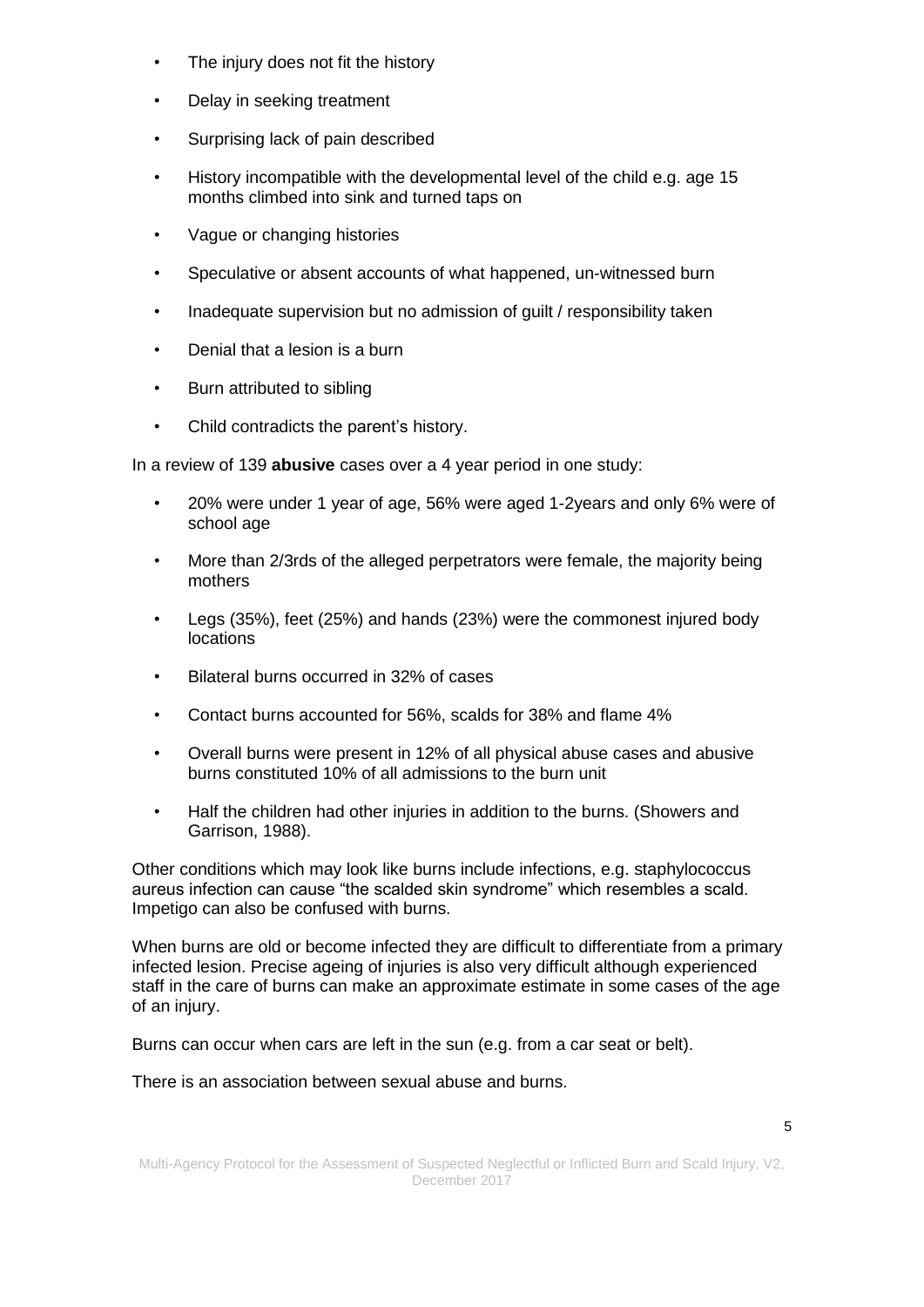- The injury does not fit the history
- Delay in seeking treatment
- Surprising lack of pain described
- History incompatible with the developmental level of the child e.g. age 15 months climbed into sink and turned taps on
- Vague or changing histories
- Speculative or absent accounts of what happened, un-witnessed burn
- Inadequate supervision but no admission of guilt / responsibility taken
- Denial that a lesion is a burn
- Burn attributed to sibling
- Child contradicts the parent's history.

In a review of 139 **abusive** cases over a 4 year period in one study:

- 20% were under 1 year of age, 56% were aged 1-2years and only 6% were of school age
- More than 2/3rds of the alleged perpetrators were female, the majority being mothers
- Legs (35%), feet (25%) and hands (23%) were the commonest injured body locations
- Bilateral burns occurred in 32% of cases
- Contact burns accounted for 56%, scalds for 38% and flame 4%
- Overall burns were present in 12% of all physical abuse cases and abusive burns constituted 10% of all admissions to the burn unit
- Half the children had other injuries in addition to the burns. (Showers and Garrison, 1988).

Other conditions which may look like burns include infections, e.g. staphylococcus aureus infection can cause "the scalded skin syndrome" which resembles a scald. Impetigo can also be confused with burns.

When burns are old or become infected they are difficult to differentiate from a primary infected lesion. Precise ageing of injuries is also very difficult although experienced staff in the care of burns can make an approximate estimate in some cases of the age of an injury.

Burns can occur when cars are left in the sun (e.g. from a car seat or belt).

There is an association between sexual abuse and burns.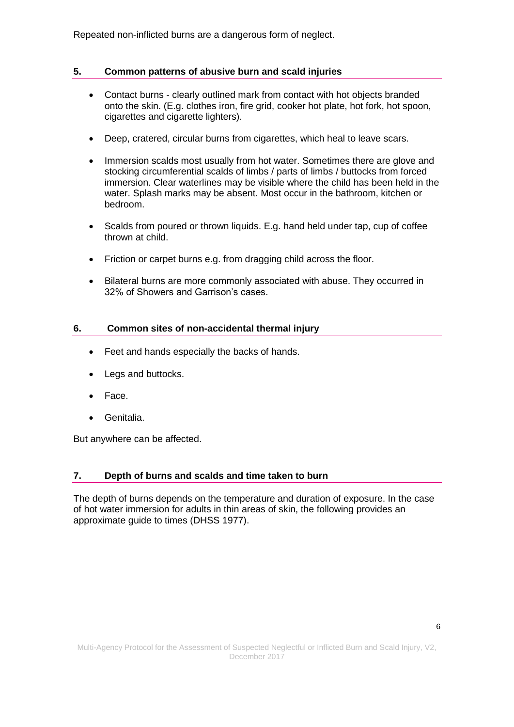Repeated non-inflicted burns are a dangerous form of neglect.

## 5. Common patterns of abusive burn and scald injuries

- Contact burns - clearly outlined mark from contact with hot objects branded onto the skin. (E.g. clothes iron, fire grid, cooker hot plate, hot fork, hot spoon, cigarettes and cigarette lighters).
- Deep, cratered, circular burns from cigarettes, which heal to leave scars.
- Immersion scalds most usually from hot water. Sometimes there are glove and stocking circumferential scalds of limbs / parts of limbs / buttocks from forced immersion. Clear waterlines may be visible where the child has been held in the water. Splash marks may be absent. Most occur in the bathroom, kitchen or bedroom.
- Scalds from poured or thrown liquids. E.g. hand held under tap, cup of coffee thrown at child.
- Friction or carpet burns e.g. from dragging child across the floor.
- Bilateral burns are more commonly associated with abuse. They occurred in 32% of Showers and Garrison's cases.

## 6. Common sites of non-accidental thermal injury

- Feet and hands especially the backs of hands.
- Legs and buttocks.
- Face.
- Genitalia.

But anywhere can be affected.

## 7. Depth of burns and scalds and time taken to burn

The depth of burns depends on the temperature and duration of exposure. In the case of hot water immersion for adults in thin areas of skin, the following provides an approximate guide to times (DHSS 1977).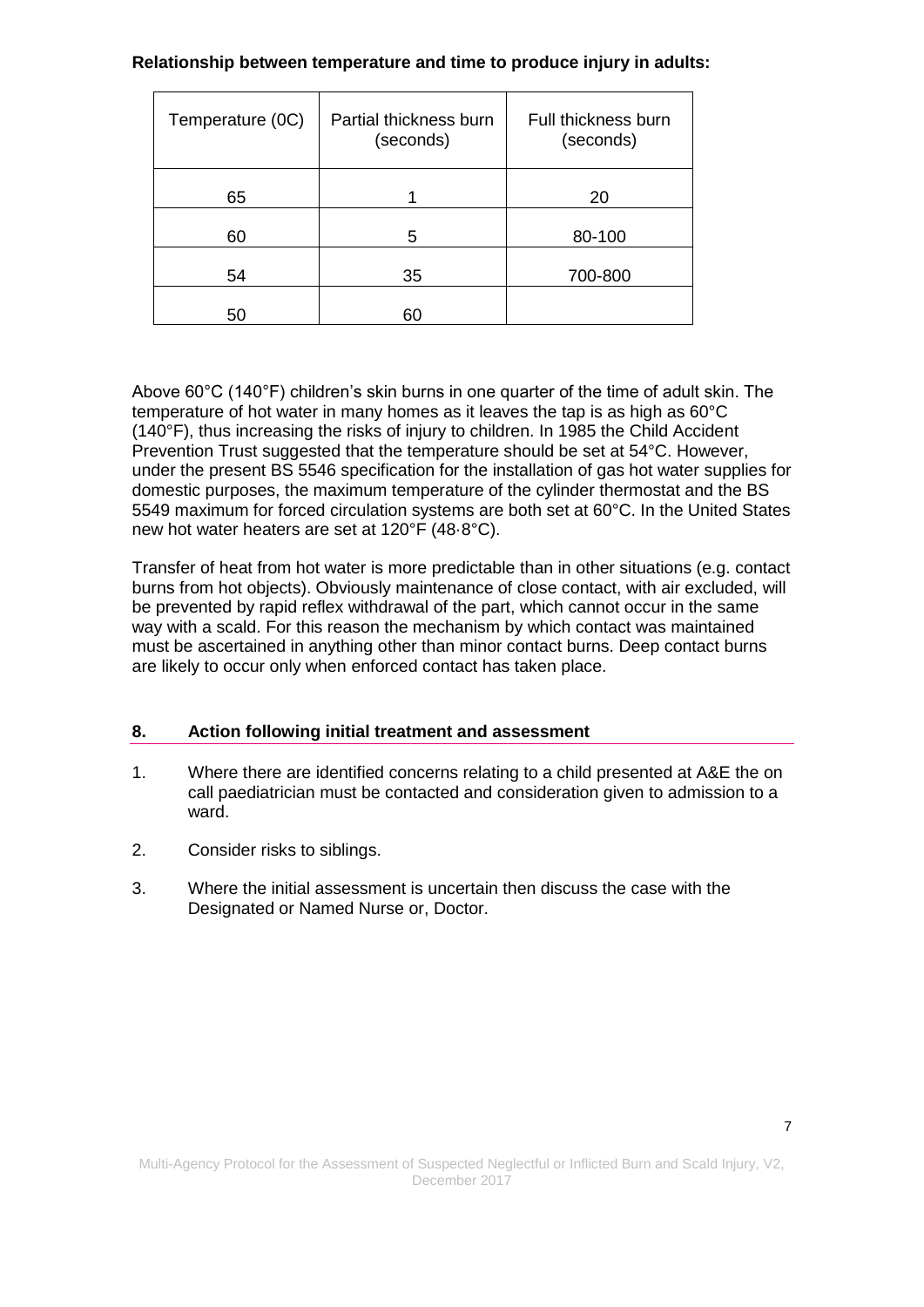**Relationship between temperature and time to produce injury in adults:**

| Temperature (0C) | Partial thickness burn (seconds) | Full thickness burn (seconds) |
|---|---|---|
| 65 | 1 | 20 |
| 60 | 5 | 80-100 |
| 54 | 35 | 700-800 |
| 50 | 60 | |

Above 60°C (140°F) children's skin burns in one quarter of the time of adult skin. The temperature of hot water in many homes as it leaves the tap is as high as 60°C (140°F), thus increasing the risks of injury to children. In 1985 the Child Accident Prevention Trust suggested that the temperature should be set at 54°C. However, under the present BS 5546 specification for the installation of gas hot water supplies for domestic purposes, the maximum temperature of the cylinder thermostat and the BS 5549 maximum for forced circulation systems are both set at 60°C. In the United States new hot water heaters are set at 120°F (48·8°C).

Transfer of heat from hot water is more predictable than in other situations (e.g. contact burns from hot objects). Obviously maintenance of close contact, with air excluded, will be prevented by rapid reflex withdrawal of the part, which cannot occur in the same way with a scald. For this reason the mechanism by which contact was maintained must be ascertained in anything other than minor contact burns. Deep contact burns are likely to occur only when enforced contact has taken place.

## 8. Action following initial treatment and assessment

1. Where there are identified concerns relating to a child presented at A&E the on call paediatrician must be contacted and consideration given to admission to a ward.
2. Consider risks to siblings.
3. Where the initial assessment is uncertain then discuss the case with the Designated or Named Nurse or, Doctor.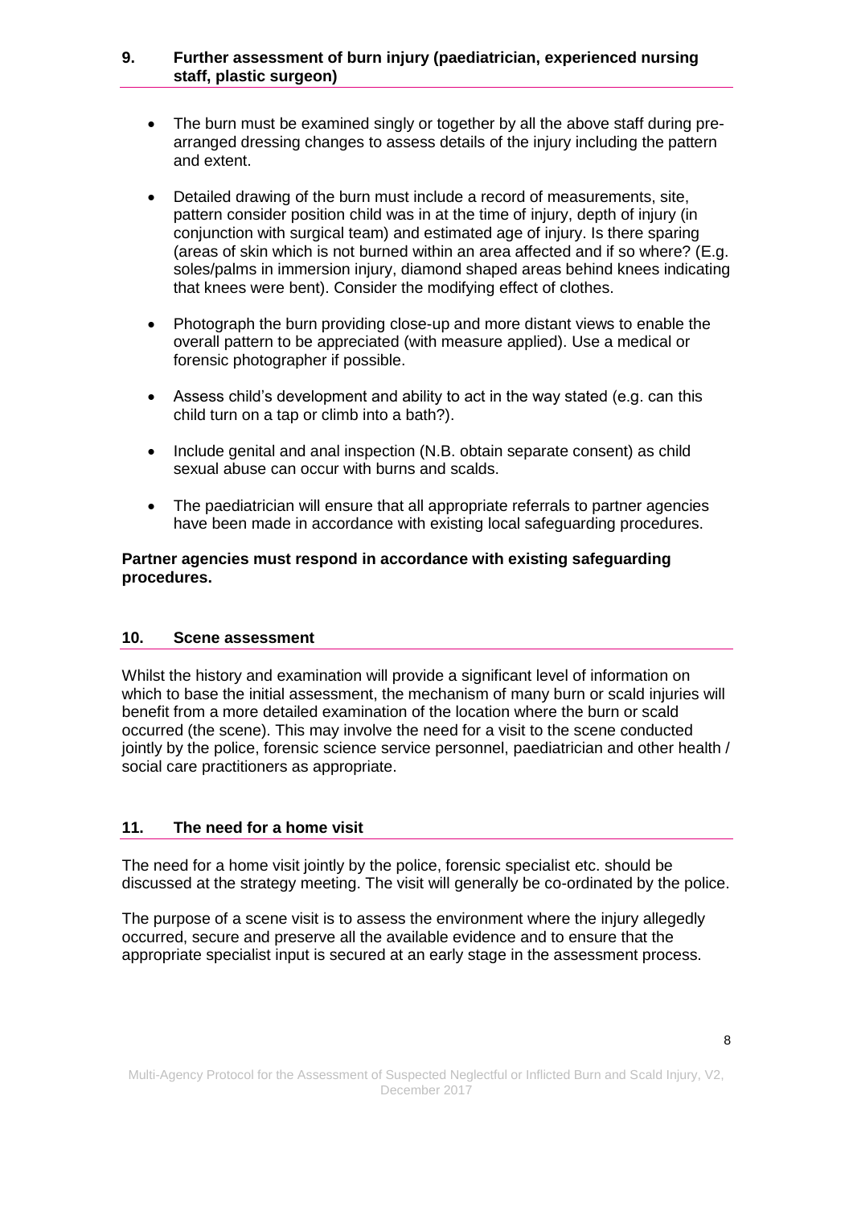## 9. Further assessment of burn injury (paediatrician, experienced nursing staff, plastic surgeon)

- The burn must be examined singly or together by all the above staff during pre-arranged dressing changes to assess details of the injury including the pattern and extent.
- Detailed drawing of the burn must include a record of measurements, site, pattern consider position child was in at the time of injury, depth of injury (in conjunction with surgical team) and estimated age of injury. Is there sparing (areas of skin which is not burned within an area affected and if so where? (E.g. soles/palms in immersion injury, diamond shaped areas behind knees indicating that knees were bent). Consider the modifying effect of clothes.
- Photograph the burn providing close-up and more distant views to enable the overall pattern to be appreciated (with measure applied). Use a medical or forensic photographer if possible.
- Assess child's development and ability to act in the way stated (e.g. can this child turn on a tap or climb into a bath?).
- Include genital and anal inspection (N.B. obtain separate consent) as child sexual abuse can occur with burns and scalds.
- The paediatrician will ensure that all appropriate referrals to partner agencies have been made in accordance with existing local safeguarding procedures.

**Partner agencies must respond in accordance with existing safeguarding procedures.**

## 10. Scene assessment

Whilst the history and examination will provide a significant level of information on which to base the initial assessment, the mechanism of many burn or scald injuries will benefit from a more detailed examination of the location where the burn or scald occurred (the scene). This may involve the need for a visit to the scene conducted jointly by the police, forensic science service personnel, paediatrician and other health / social care practitioners as appropriate.

## 11. The need for a home visit

The need for a home visit jointly by the police, forensic specialist etc. should be discussed at the strategy meeting. The visit will generally be co-ordinated by the police.

The purpose of a scene visit is to assess the environment where the injury allegedly occurred, secure and preserve all the available evidence and to ensure that the appropriate specialist input is secured at an early stage in the assessment process.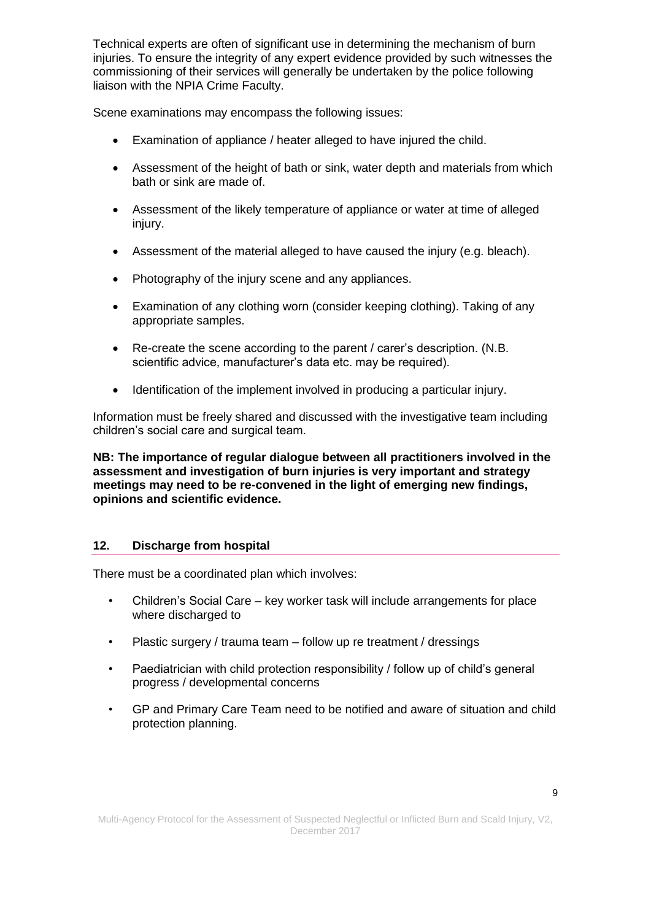Technical experts are often of significant use in determining the mechanism of burn injuries. To ensure the integrity of any expert evidence provided by such witnesses the commissioning of their services will generally be undertaken by the police following liaison with the NPIA Crime Faculty.

Scene examinations may encompass the following issues:

- Examination of appliance / heater alleged to have injured the child.
- Assessment of the height of bath or sink, water depth and materials from which bath or sink are made of.
- Assessment of the likely temperature of appliance or water at time of alleged injury.
- Assessment of the material alleged to have caused the injury (e.g. bleach).
- Photography of the injury scene and any appliances.
- Examination of any clothing worn (consider keeping clothing). Taking of any appropriate samples.
- Re-create the scene according to the parent / carer's description. (N.B. scientific advice, manufacturer's data etc. may be required).
- Identification of the implement involved in producing a particular injury.

Information must be freely shared and discussed with the investigative team including children's social care and surgical team.

**NB: The importance of regular dialogue between all practitioners involved in the assessment and investigation of burn injuries is very important and strategy meetings may need to be re-convened in the light of emerging new findings, opinions and scientific evidence.**

## 12. Discharge from hospital

There must be a coordinated plan which involves:

- Children's Social Care – key worker task will include arrangements for place where discharged to
- Plastic surgery / trauma team – follow up re treatment / dressings
- Paediatrician with child protection responsibility / follow up of child's general progress / developmental concerns
- GP and Primary Care Team need to be notified and aware of situation and child protection planning.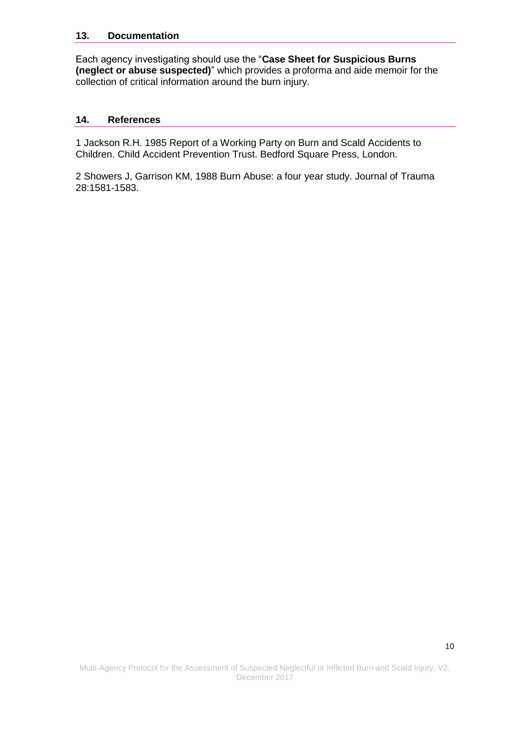## 13. Documentation

Each agency investigating should use the "**Case Sheet for Suspicious Burns (neglect or abuse suspected)**" which provides a proforma and aide memoir for the collection of critical information around the burn injury.

## 14. References

1 Jackson R.H. 1985 Report of a Working Party on Burn and Scald Accidents to Children. Child Accident Prevention Trust. Bedford Square Press, London.

2 Showers J, Garrison KM, 1988 Burn Abuse: a four year study. Journal of Trauma 28:1581-1583.